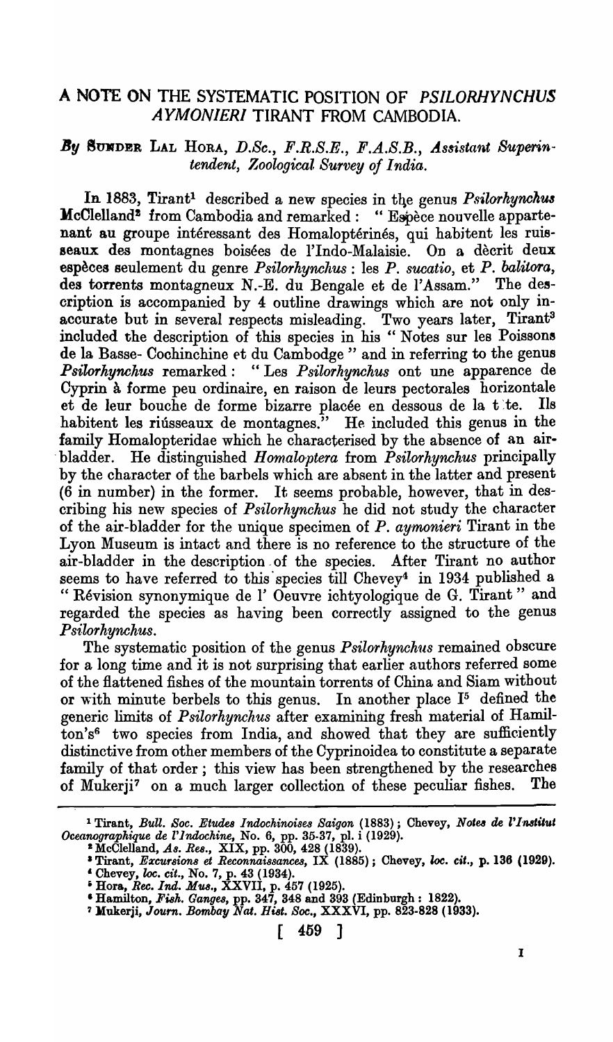# A NOTE ON THE SYSTEMATIC POSITION OF *PSILORHYNCHUS AYMONIERI* TIRANT FROM CAMBODIA.

*By* SUNDER LAL HORA, *D.Sc., F.R.S.E., F.A.S.B., Assistant Superintendent, Zoological Survey of India.*

In 1883, Tirant[1] described a new species in the genus *Psilorhynchus* McClelland[2] from Cambodia and remarked : " Espèce nouvelle appartenant au groupe intéressant des Homaloptérinés, qui habitent les ruisseaux des montagnes boisées de l'Indo-Malaisie. On a dècrit deux espèces seulement du genre *Psilorhynchus* : les *P. sucatio*, et *P. balitora*, des torrents montagneux N.-E. du Bengale et de l'Assam." The description is accompanied by 4 outline drawings which are not only inaccurate but in several respects misleading. Two years later, Tirant[3] included the description of this species in his " Notes sur les Poissons de la Basse- Cochinchine et du Cambodge " and in referring to the genus *Psilorhynchus* remarked : " Les *Psilorhynchus* ont une apparence de Cyprin à forme peu ordinaire, en raison de leurs pectorales horizontale et de leur bouche de forme bizarre placée en dessous de la t te. Ils habitent les riûsseaux de montagnes." He included this genus in the family Homalopteridae which he characterised by the absence of an air-bladder. He distinguished *Homaloptera* from *Psilorhynchus* principally by the character of the barbels which are absent in the latter and present (6 in number) in the former. It seems probable, however, that in describing his new species of *Psilorhynchus* he did not study the character of the air-bladder for the unique specimen of *P. aymonieri* Tirant in the Lyon Museum is intact and there is no reference to the structure of the air-bladder in the description of the species. After Tirant no author seems to have referred to this species till Chevey[4] in 1934 published a " Révision synonymique de l' Oeuvre ichtyologique de G. Tirant " and regarded the species as having been correctly assigned to the genus *Psilorhynchus*.

The systematic position of the genus *Psilorhynchus* remained obscure for a long time and it is not surprising that earlier authors referred some of the flattened fishes of the mountain torrents of China and Siam without or with minute berbels to this genus. In another place I[5] defined the generic limits of *Psilorhynchus* after examining fresh material of Hamilton's[6] two species from India, and showed that they are sufficiently distinctive from other members of the Cyprinoidea to constitute a separate family of that order ; this view has been strengthened by the researches of Mukerji[7] on a much larger collection of these peculiar fishes. The

---

[1] Tirant, *Bull. Soc. Etudes Indochinoises Saigon* (1883) ; Chevey, *Notes de l'Institut Oceanographique de l'Indochine*, No. 6, pp. 35-37, pl. i (1929).

[2] McClelland, *As. Res.*, XIX, pp. 300, 428 (1839).

[3] Tirant, *Excursions et Reconnaissances*, IX (1885) ; Chevey, *loc. cit.*, p. 136 (1929).

[4] Chevey, *loc. cit.*, No. 7, p. 43 (1934).

[5] Hora, *Rec. Ind. Mus.*, XXVII, p. 457 (1925).

[6] Hamilton, *Fish. Ganges*, pp. 347, 348 and 393 (Edinburgh : 1822).

[7] Mukerji, *Journ. Bombay Nat. Hist. Soc.*, XXXVI, pp. 823-828 (1933).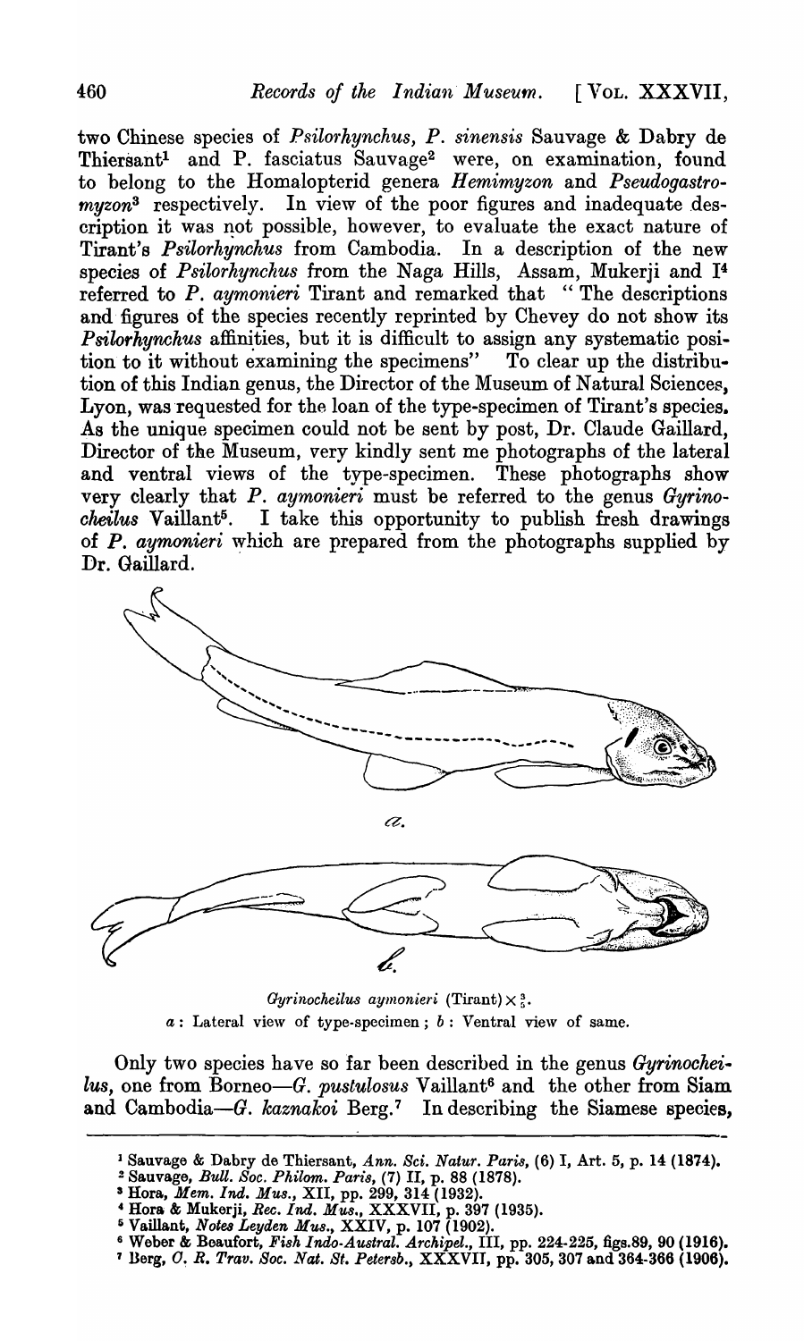two Chinese species of *Psilorhynchus*, *P. sinensis* Sauvage & Dabry de Thiersant[1] and P. fasciatus Sauvage[2] were, on examination, found to belong to the Homalopterid genera *Hemimyzon* and *Pseudogastromyzon*[3] respectively. In view of the poor figures and inadequate description it was not possible, however, to evaluate the exact nature of Tirant's *Psilorhynchus* from Cambodia. In a description of the new species of *Psilorhynchus* from the Naga Hills, Assam, Mukerji and I[4] referred to *P. aymonieri* Tirant and remarked that "The descriptions and figures of the species recently reprinted by Chevey do not show its *Psilorhynchus* affinities, but it is difficult to assign any systematic position to it without examining the specimens" To clear up the distribution of this Indian genus, the Director of the Museum of Natural Sciences, Lyon, was requested for the loan of the type-specimen of Tirant's species. As the unique specimen could not be sent by post, Dr. Claude Gaillard, Director of the Museum, very kindly sent me photographs of the lateral and ventral views of the type-specimen. These photographs show very clearly that *P. aymonieri* must be referred to the genus *Gyrinocheilus* Vaillant[5]. I take this opportunity to publish fresh drawings of *P. aymonieri* which are prepared from the photographs supplied by Dr. Gaillard.

*Gyrinocheilus aymonieri* (Tirant) × $\frac{3}{5}$.
*a*: Lateral view of type-specimen; *b*: Ventral view of same.

Only two species have so far been described in the genus *Gyrinocheilus*, one from Borneo—*G. pustulosus* Vaillant[6] and the other from Siam and Cambodia—*G. kaznakoi* Berg.[7] In describing the Siamese species,

---

[1] Sauvage & Dabry de Thiersant, *Ann. Sci. Natur. Paris*, (6) I, Art. 5, p. 14 (1874).

[2] Sauvage, *Bull. Soc. Philom. Paris*, (7) II, p. 88 (1878).

[3] Hora, *Mem. Ind. Mus.*, XII, pp. 299, 314 (1932).

[4] Hora & Mukerji, *Rec. Ind. Mus.*, XXXVII, p. 397 (1935).

[5] Vaillant, *Notes Leyden Mus.*, XXIV, p. 107 (1902).

[6] Weber & Beaufort, *Fish Indo-Austral. Archipel.*, III, pp. 224-225, figs. 89, 90 (1916).

[7] Berg, *O. R. Trav. Soc. Nat. St. Petersb.*, XXXVII, pp. 305, 307 and 364-366 (1906).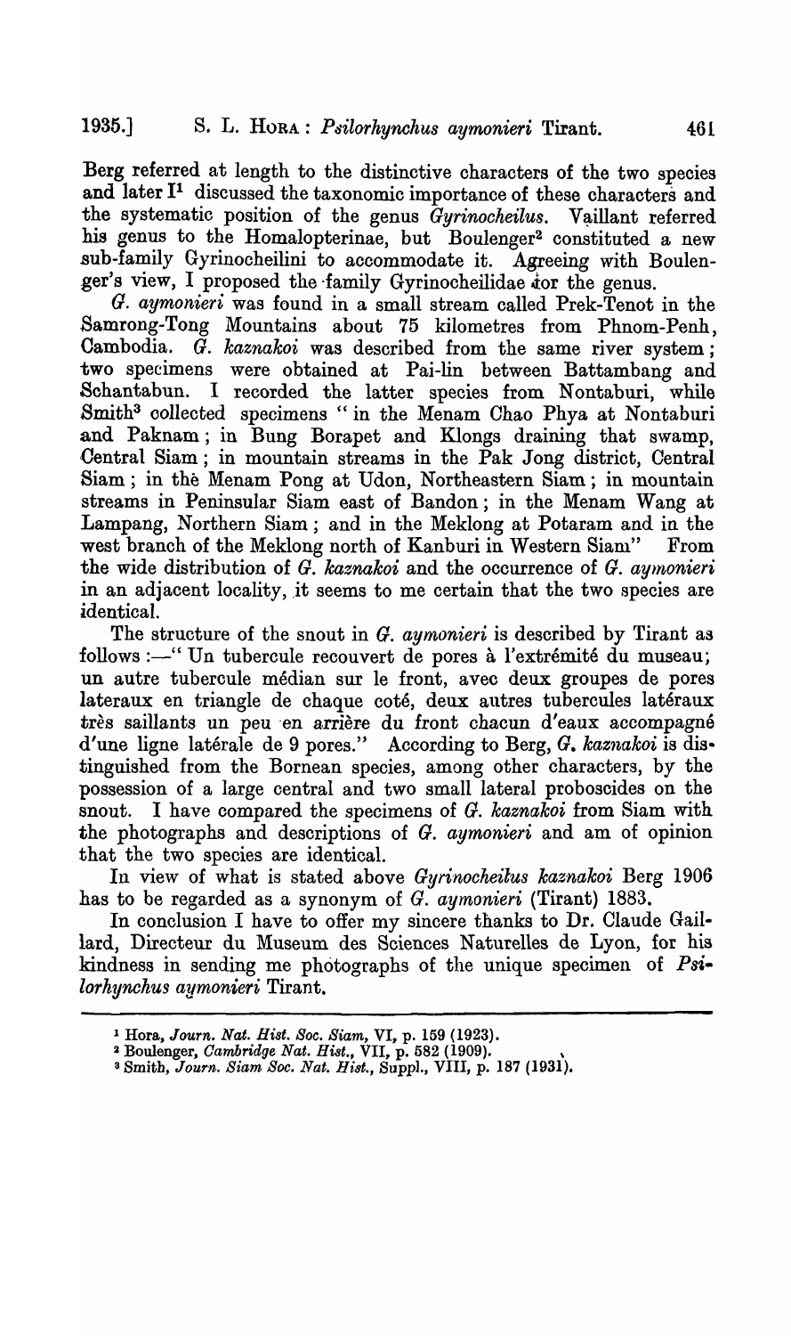Berg referred at length to the distinctive characters of the two species and later I[1] discussed the taxonomic importance of these characters and the systematic position of the genus *Gyrinocheilus*. Vaillant referred his genus to the Homalopterinae, but Boulenger[2] constituted a new sub-family Gyrinocheilini to accommodate it. Agreeing with Boulenger's view, I proposed the family Gyrinocheilidae for the genus.

*G. aymonieri* was found in a small stream called Prek-Tenot in the Samrong-Tong Mountains about 75 kilometres from Phnom-Penh, Cambodia. *G. kaznakoi* was described from the same river system; two specimens were obtained at Pai-lin between Battambang and Schantabun. I recorded the latter species from Nontaburi, while Smith[3] collected specimens "in the Menam Chao Phya at Nontaburi and Paknam; in Bung Borapet and Klongs draining that swamp, Central Siam; in mountain streams in the Pak Jong district, Central Siam; in the Menam Pong at Udon, Northeastern Siam; in mountain streams in Peninsular Siam east of Bandon; in the Menam Wang at Lampang, Northern Siam; and in the Meklong at Potaram and in the west branch of the Meklong north of Kanburi in Western Siam" From the wide distribution of *G. kaznakoi* and the occurrence of *G. aymonieri* in an adjacent locality, it seems to me certain that the two species are identical.

The structure of the snout in *G. aymonieri* is described by Tirant as follows :—" Un tubercule recouvert de pores à l'extrémité du museau; un autre tubercule médian sur le front, avec deux groupes de pores lateraux en triangle de chaque coté, deux autres tubercules latéraux très saillants un peu en arrière du front chacun d'eaux accompagné d'une ligne latérale de 9 pores." According to Berg, *G. kaznakoi* is distinguished from the Bornean species, among other characters, by the possession of a large central and two small lateral proboscides on the snout. I have compared the specimens of *G. kaznakoi* from Siam with the photographs and descriptions of *G. aymonieri* and am of opinion that the two species are identical.

In view of what is stated above *Gyrinocheilus kaznakoi* Berg 1906 has to be regarded as a synonym of *G. aymonieri* (Tirant) 1883.

In conclusion I have to offer my sincere thanks to Dr. Claude Gaillard, Directeur du Museum des Sciences Naturelles de Lyon, for his kindness in sending me photographs of the unique specimen of *Psilorhynchus aymonieri* Tirant.

---

[1] Hora, *Journ. Nat. Hist. Soc. Siam*, VI, p. 159 (1923).

[2] Boulenger, *Cambridge Nat. Hist.*, VII, p. 582 (1909).

[3] Smith, *Journ. Siam Soc. Nat. Hist.*, Suppl., VIII, p. 187 (1931).